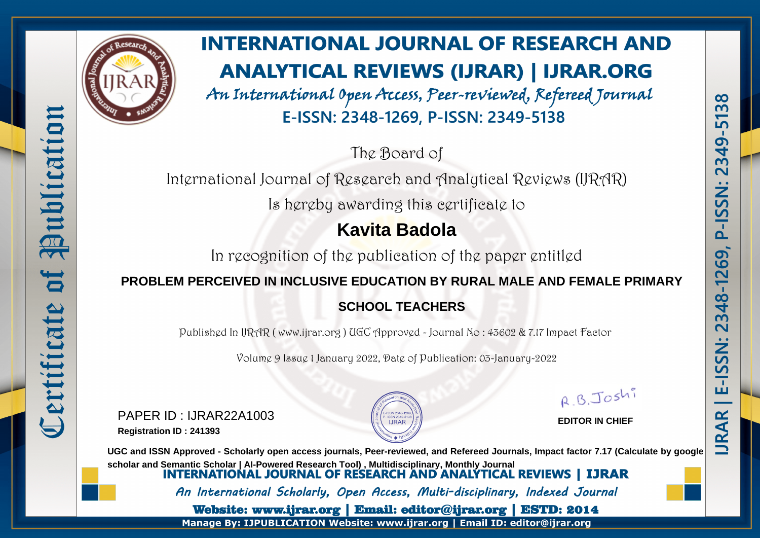# INTERNATIONAL JOURNAL OF RESEARCH AND ANALYTICAL REVIEWS (IJRAR) | IJRAR.ORG

*An International Open Access, Peer-reviewed, Refereed Journal*

**E-ISSN: 2348-1269, P-ISSN: 2349-5138**

Certificate of Publication

The Board of

International Journal of Research and Analytical Reviews (IJRAR)

Is hereby awarding this certificate to

## Kavita Badola

In recognition of the publication of the paper entitled

**PROBLEM PERCEIVED IN INCLUSIVE EDUCATION BY RURAL MALE AND FEMALE PRIMARY SCHOOL TEACHERS**

Published In IJRAR ( www.ijrar.org ) UGC Approved - Journal No : 43602 & 7.17 Impact Factor

Volume 9 Issue 1 January 2022, Date of Publication: 03-January-2022

PAPER ID : IJRAR22A1003

**Registration ID : 241393**

R.B.Joshi

**EDITOR IN CHIEF**

**UGC and ISSN Approved - Scholarly open access journals, Peer-reviewed, and Refereed Journals, Impact factor 7.17 (Calculate by google scholar and Semantic Scholar | AI-Powered Research Tool) , Multidisciplinary, Monthly Journal**

**INTERNATIONAL JOURNAL OF RESEARCH AND ANALYTICAL REVIEWS | IJRAR**

*An International Scholarly, Open Access, Multi-disciplinary, Indexed Journal*

**Website: www.ijrar.org | Email: editor@ijrar.org | ESTD: 2014**

**Manage By: IJPUBLICATION Website: www.ijrar.org | Email ID: editor@ijrar.org**

IJRAR | E-ISSN: 2348-1269, P-ISSN: 2349-5138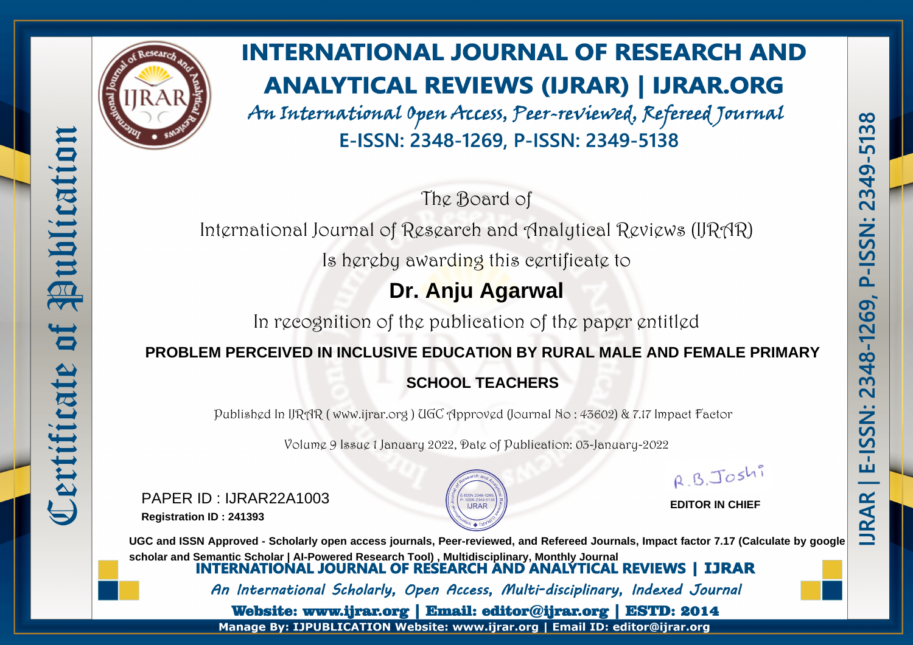Certificate of Publication

# INTERNATIONAL JOURNAL OF RESEARCH AND ANALYTICAL REVIEWS (IJRAR) | IJRAR.ORG

*An International Open Access, Peer-reviewed, Refereed Journal*

**E-ISSN: 2348-1269, P-ISSN: 2349-5138**

The Board of

International Journal of Research and Analytical Reviews (IJRAR)

Is hereby awarding this certificate to

## Dr. Anju Agarwal

In recognition of the publication of the paper entitled

**PROBLEM PERCEIVED IN INCLUSIVE EDUCATION BY RURAL MALE AND FEMALE PRIMARY SCHOOL TEACHERS**

Published In IJRAR ( www.ijrar.org ) UGC Approved (Journal No : 43602) & 7.17 Impact Factor

Volume 9 Issue 1 January 2022, Date of Publication: 03-January-2022

PAPER ID : IJRAR22A1003

**Registration ID : 241393**

R.B.Joshi

**EDITOR IN CHIEF**

**UGC and ISSN Approved - Scholarly open access journals, Peer-reviewed, and Refereed Journals, Impact factor 7.17 (Calculate by google scholar and Semantic Scholar | AI-Powered Research Tool) , Multidisciplinary, Monthly Journal**

**INTERNATIONAL JOURNAL OF RESEARCH AND ANALYTICAL REVIEWS | IJRAR**

*An International Scholarly, Open Access, Multi-disciplinary, Indexed Journal*

**Website: www.ijrar.org | Email: editor@ijrar.org | ESTD: 2014**

**Manage By: IJPUBLICATION Website: www.ijrar.org | Email ID: editor@ijrar.org**

IJRAR | E-ISSN: 2348-1269, P-ISSN: 2349-5138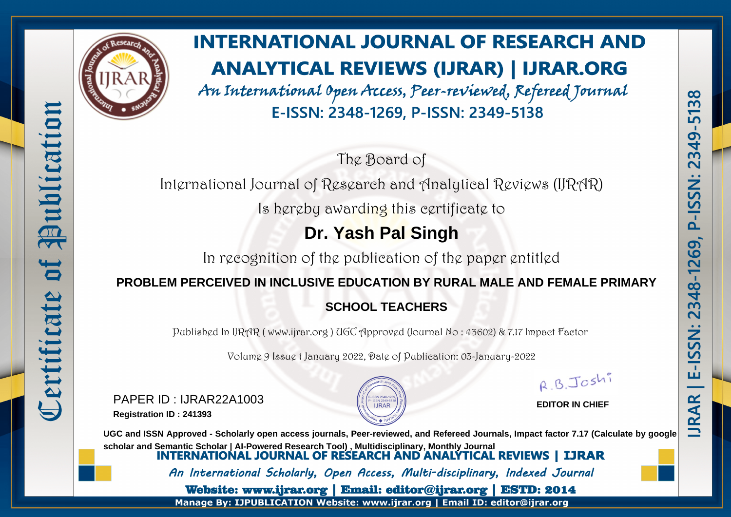Certificate of Publication

# INTERNATIONAL JOURNAL OF RESEARCH AND ANALYTICAL REVIEWS (IJRAR) | IJRAR.ORG

*An International Open Access, Peer-reviewed, Refereed Journal*

**E-ISSN: 2348-1269, P-ISSN: 2349-5138**

The Board of

International Journal of Research and Analytical Reviews (IJRAR)

Is hereby awarding this certificate to

## Dr. Yash Pal Singh

In recognition of the publication of the paper entitled

**PROBLEM PERCEIVED IN INCLUSIVE EDUCATION BY RURAL MALE AND FEMALE PRIMARY SCHOOL TEACHERS**

Published In IJRAR ( www.ijrar.org ) UGC Approved (Journal No : 43602) & 7.17 Impact Factor

Volume 9 Issue 1 January 2022, Date of Publication: 03-January-2022

PAPER ID : IJRAR22A1003

**Registration ID : 241393**

R.B.Joshi

**EDITOR IN CHIEF**

**UGC and ISSN Approved - Scholarly open access journals, Peer-reviewed, and Refereed Journals, Impact factor 7.17 (Calculate by google scholar and Semantic Scholar | AI-Powered Research Tool) , Multidisciplinary, Monthly Journal**

**INTERNATIONAL JOURNAL OF RESEARCH AND ANALYTICAL REVIEWS | IJRAR**

*An International Scholarly, Open Access, Multi-disciplinary, Indexed Journal*

**Website: www.ijrar.org | Email: editor@ijrar.org | ESTD: 2014**

**Manage By: IJPUBLICATION Website: www.ijrar.org | Email ID: editor@ijrar.org**

IJRAR | E-ISSN: 2348-1269, P-ISSN: 2349-5138